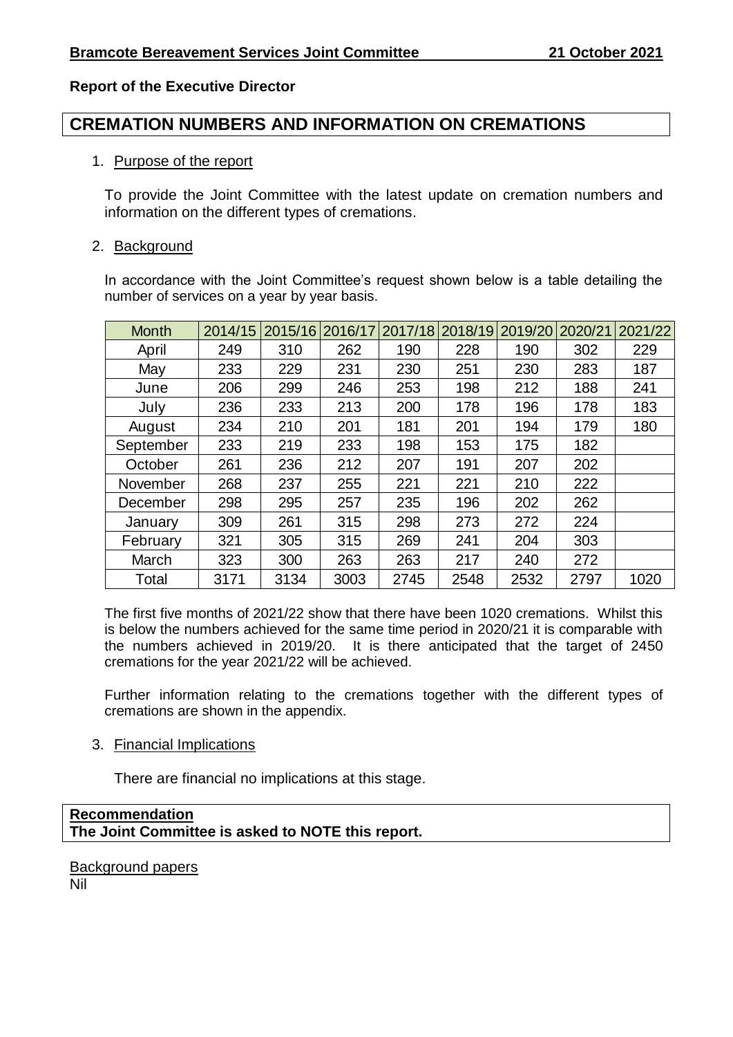**Bramcote Bereavement Services Joint Committee** **21 October 2021**

**Report of the Executive Director**

# CREMATION NUMBERS AND INFORMATION ON CREMATIONS

1. Purpose of the report

   To provide the Joint Committee with the latest update on cremation numbers and information on the different types of cremations.

2. Background

   In accordance with the Joint Committee's request shown below is a table detailing the number of services on a year by year basis.

| Month | 2014/15 | 2015/16 | 2016/17 | 2017/18 | 2018/19 | 2019/20 | 2020/21 | 2021/22 |
|---|---|---|---|---|---|---|---|---|
| April | 249 | 310 | 262 | 190 | 228 | 190 | 302 | 229 |
| May | 233 | 229 | 231 | 230 | 251 | 230 | 283 | 187 |
| June | 206 | 299 | 246 | 253 | 198 | 212 | 188 | 241 |
| July | 236 | 233 | 213 | 200 | 178 | 196 | 178 | 183 |
| August | 234 | 210 | 201 | 181 | 201 | 194 | 179 | 180 |
| September | 233 | 219 | 233 | 198 | 153 | 175 | 182 | |
| October | 261 | 236 | 212 | 207 | 191 | 207 | 202 | |
| November | 268 | 237 | 255 | 221 | 221 | 210 | 222 | |
| December | 298 | 295 | 257 | 235 | 196 | 202 | 262 | |
| January | 309 | 261 | 315 | 298 | 273 | 272 | 224 | |
| February | 321 | 305 | 315 | 269 | 241 | 204 | 303 | |
| March | 323 | 300 | 263 | 263 | 217 | 240 | 272 | |
| Total | 3171 | 3134 | 3003 | 2745 | 2548 | 2532 | 2797 | 1020 |

   The first five months of 2021/22 show that there have been 1020 cremations. Whilst this is below the numbers achieved for the same time period in 2020/21 it is comparable with the numbers achieved in 2019/20. It is there anticipated that the target of 2450 cremations for the year 2021/22 will be achieved.

   Further information relating to the cremations together with the different types of cremations are shown in the appendix.

3. Financial Implications

   There are financial no implications at this stage.

**Recommendation**
**The Joint Committee is asked to NOTE this report.**

Background papers
Nil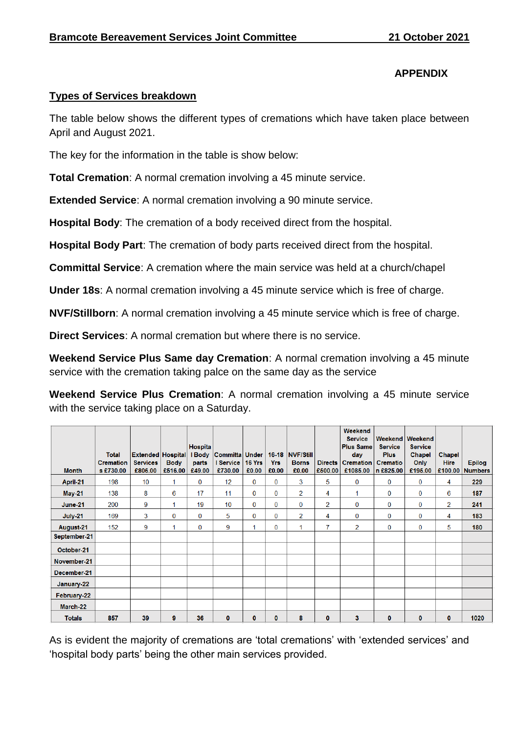**APPENDIX**

## Types of Services breakdown

The table below shows the different types of cremations which have taken place between April and August 2021.

The key for the information in the table is show below:

**Total Cremation**: A normal cremation involving a 45 minute service.

**Extended Service**: A normal cremation involving a 90 minute service.

**Hospital Body**: The cremation of a body received direct from the hospital.

**Hospital Body Part**: The cremation of body parts received direct from the hospital.

**Committal Service**: A cremation where the main service was held at a church/chapel

**Under 18s**: A normal cremation involving a 45 minute service which is free of charge.

**NVF/Stillborn**: A normal cremation involving a 45 minute service which is free of charge.

**Direct Services**: A normal cremation but where there is no service.

**Weekend Service Plus Same day Cremation**: A normal cremation involving a 45 minute service with the cremation taking palce on the same day as the service

**Weekend Service Plus Cremation**: A normal cremation involving a 45 minute service with the service taking place on a Saturday.

| Month | Total Cremations £730.00 | Extended Services £806.00 | Hospital Body £516.00 | Hospital Body parts £49.00 | Committal Service £730.00 | Under 16 Yrs £0.00 | 16-18 Yrs £0.00 | NVF/Still Borns £0.00 | Directs £600.00 | Weekend Service Plus Same day Cremation £1085.00 | Weekend Service Plus Cremation £825.00 | Weekend Service Chapel Only £195.00 | Chapel Hire £100.00 | Epilog Numbers |
|---|---|---|---|---|---|---|---|---|---|---|---|---|---|---|
| April-21 | 198 | 10 | 1 | 0 | 12 | 0 | 0 | 3 | 5 | 0 | 0 | 0 | 4 | 229 |
| May-21 | 138 | 8 | 6 | 17 | 11 | 0 | 0 | 2 | 4 | 1 | 0 | 0 | 6 | 187 |
| June-21 | 200 | 9 | 1 | 19 | 10 | 0 | 0 | 0 | 2 | 0 | 0 | 0 | 2 | 241 |
| July-21 | 169 | 3 | 0 | 0 | 5 | 0 | 0 | 2 | 4 | 0 | 0 | 0 | 4 | 183 |
| August-21 | 152 | 9 | 1 | 0 | 9 | 1 | 0 | 1 | 7 | 2 | 0 | 0 | 5 | 180 |
| September-21 | | | | | | | | | | | | | | |
| October-21 | | | | | | | | | | | | | | |
| November-21 | | | | | | | | | | | | | | |
| December-21 | | | | | | | | | | | | | | |
| January-22 | | | | | | | | | | | | | | |
| February-22 | | | | | | | | | | | | | | |
| March-22 | | | | | | | | | | | | | | |
| Totals | 857 | 39 | 9 | 36 | 0 | 0 | 0 | 8 | 0 | 3 | 0 | 0 | 0 | 1020 |

As is evident the majority of cremations are 'total cremations' with 'extended services' and 'hospital body parts' being the other main services provided.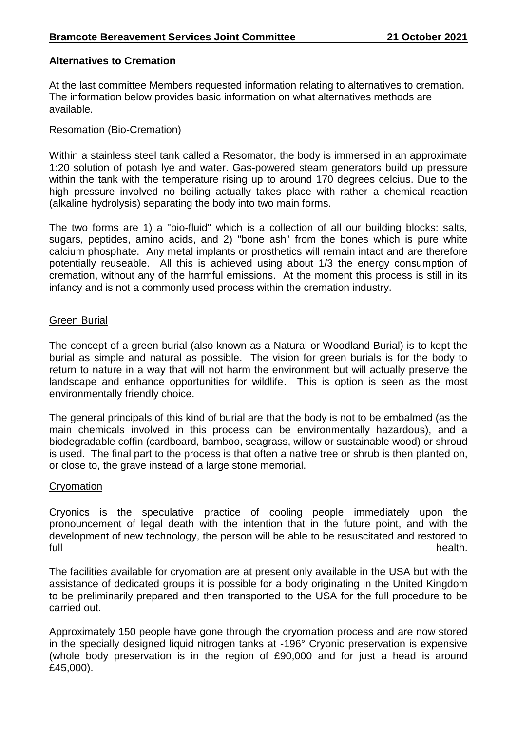## Alternatives to Cremation

At the last committee Members requested information relating to alternatives to cremation. The information below provides basic information on what alternatives methods are available.

### Resomation (Bio-Cremation)

Within a stainless steel tank called a Resomator, the body is immersed in an approximate 1:20 solution of potash lye and water. Gas-powered steam generators build up pressure within the tank with the temperature rising up to around 170 degrees celcius. Due to the high pressure involved no boiling actually takes place with rather a chemical reaction (alkaline hydrolysis) separating the body into two main forms.

The two forms are 1) a "bio-fluid" which is a collection of all our building blocks: salts, sugars, peptides, amino acids, and 2) "bone ash" from the bones which is pure white calcium phosphate. Any metal implants or prosthetics will remain intact and are therefore potentially reuseable. All this is achieved using about 1/3 the energy consumption of cremation, without any of the harmful emissions. At the moment this process is still in its infancy and is not a commonly used process within the cremation industry.

### Green Burial

The concept of a green burial (also known as a Natural or Woodland Burial) is to kept the burial as simple and natural as possible. The vision for green burials is for the body to return to nature in a way that will not harm the environment but will actually preserve the landscape and enhance opportunities for wildlife. This is option is seen as the most environmentally friendly choice.

The general principals of this kind of burial are that the body is not to be embalmed (as the main chemicals involved in this process can be environmentally hazardous), and a biodegradable coffin (cardboard, bamboo, seagrass, willow or sustainable wood) or shroud is used. The final part to the process is that often a native tree or shrub is then planted on, or close to, the grave instead of a large stone memorial.

### Cryomation

Cryonics is the speculative practice of cooling people immediately upon the pronouncement of legal death with the intention that in the future point, and with the development of new technology, the person will be able to be resuscitated and restored to full health.

The facilities available for cryomation are at present only available in the USA but with the assistance of dedicated groups it is possible for a body originating in the United Kingdom to be preliminarily prepared and then transported to the USA for the full procedure to be carried out.

Approximately 150 people have gone through the cryomation process and are now stored in the specially designed liquid nitrogen tanks at -196° Cryonic preservation is expensive (whole body preservation is in the region of £90,000 and for just a head is around £45,000).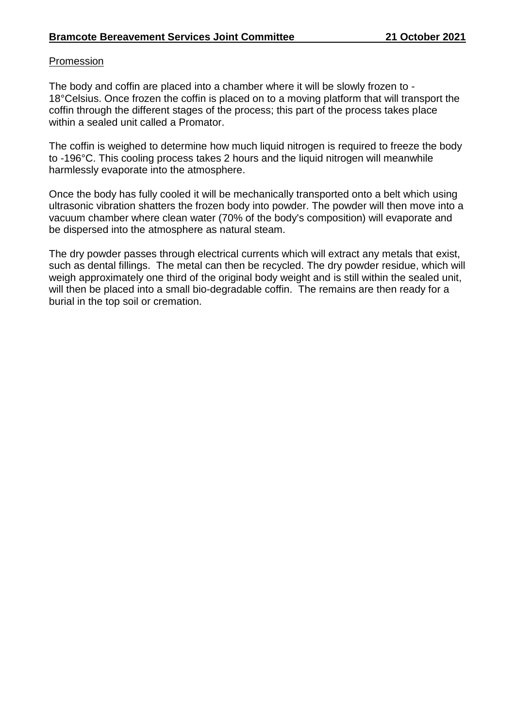## Promession

The body and coffin are placed into a chamber where it will be slowly frozen to -18°Celsius. Once frozen the coffin is placed on to a moving platform that will transport the coffin through the different stages of the process; this part of the process takes place within a sealed unit called a Promator.

The coffin is weighed to determine how much liquid nitrogen is required to freeze the body to -196°C. This cooling process takes 2 hours and the liquid nitrogen will meanwhile harmlessly evaporate into the atmosphere.

Once the body has fully cooled it will be mechanically transported onto a belt which using ultrasonic vibration shatters the frozen body into powder. The powder will then move into a vacuum chamber where clean water (70% of the body's composition) will evaporate and be dispersed into the atmosphere as natural steam.

The dry powder passes through electrical currents which will extract any metals that exist, such as dental fillings. The metal can then be recycled. The dry powder residue, which will weigh approximately one third of the original body weight and is still within the sealed unit, will then be placed into a small bio-degradable coffin. The remains are then ready for a burial in the top soil or cremation.